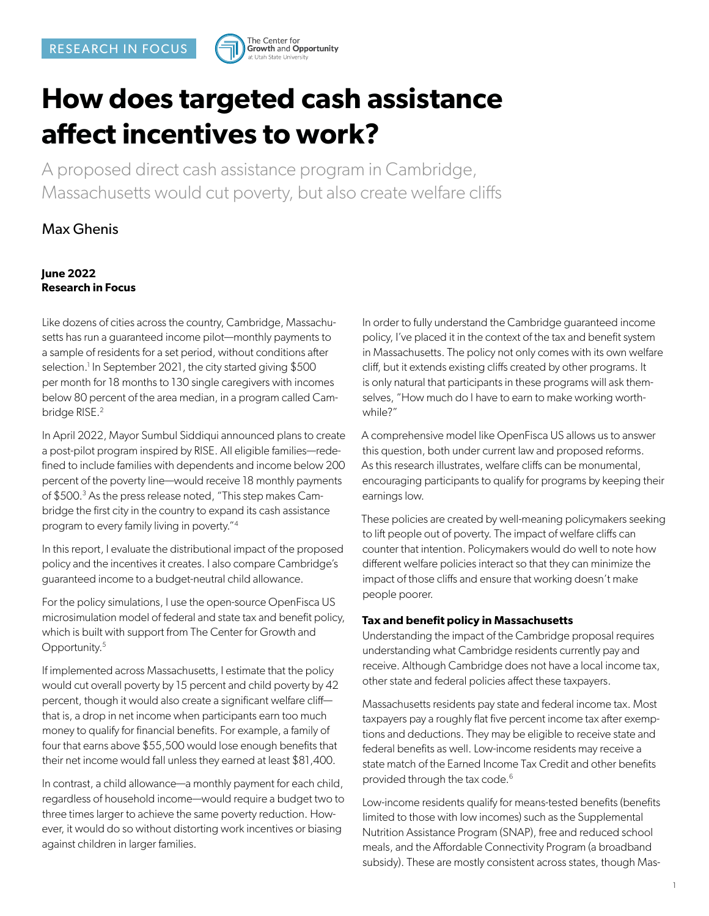RESEARCH IN FOCUS

# How does targeted cash assistance affect incentives to work?

A proposed direct cash assistance program in Cambridge, Massachusetts would cut poverty, but also create welfare cliffs

Max Ghenis

**June 2022**
**Research in Focus**

Like dozens of cities across the country, Cambridge, Massachusetts has run a guaranteed income pilot—monthly payments to a sample of residents for a set period, without conditions after selection.[1] In September 2021, the city started giving $500 per month for 18 months to 130 single caregivers with incomes below 80 percent of the area median, in a program called Cambridge RISE.[2]

In April 2022, Mayor Sumbul Siddiqui announced plans to create a post-pilot program inspired by RISE. All eligible families—redefined to include families with dependents and income below 200 percent of the poverty line—would receive 18 monthly payments of $500.[3] As the press release noted, "This step makes Cambridge the first city in the country to expand its cash assistance program to every family living in poverty."[4]

In this report, I evaluate the distributional impact of the proposed policy and the incentives it creates. I also compare Cambridge's guaranteed income to a budget-neutral child allowance.

For the policy simulations, I use the open-source OpenFisca US microsimulation model of federal and state tax and benefit policy, which is built with support from The Center for Growth and Opportunity.[5]

If implemented across Massachusetts, I estimate that the policy would cut overall poverty by 15 percent and child poverty by 42 percent, though it would also create a significant welfare cliff—that is, a drop in net income when participants earn too much money to qualify for financial benefits. For example, a family of four that earns above $55,500 would lose enough benefits that their net income would fall unless they earned at least $81,400.

In contrast, a child allowance—a monthly payment for each child, regardless of household income—would require a budget two to three times larger to achieve the same poverty reduction. However, it would do so without distorting work incentives or biasing against children in larger families.

In order to fully understand the Cambridge guaranteed income policy, I've placed it in the context of the tax and benefit system in Massachusetts. The policy not only comes with its own welfare cliff, but it extends existing cliffs created by other programs. It is only natural that participants in these programs will ask themselves, "How much do I have to earn to make working worthwhile?"

A comprehensive model like OpenFisca US allows us to answer this question, both under current law and proposed reforms. As this research illustrates, welfare cliffs can be monumental, encouraging participants to qualify for programs by keeping their earnings low.

These policies are created by well-meaning policymakers seeking to lift people out of poverty. The impact of welfare cliffs can counter that intention. Policymakers would do well to note how different welfare policies interact so that they can minimize the impact of those cliffs and ensure that working doesn't make people poorer.

**Tax and benefit policy in Massachusetts**

Understanding the impact of the Cambridge proposal requires understanding what Cambridge residents currently pay and receive. Although Cambridge does not have a local income tax, other state and federal policies affect these taxpayers.

Massachusetts residents pay state and federal income tax. Most taxpayers pay a roughly flat five percent income tax after exemptions and deductions. They may be eligible to receive state and federal benefits as well. Low-income residents may receive a state match of the Earned Income Tax Credit and other benefits provided through the tax code.[6]

Low-income residents qualify for means-tested benefits (benefits limited to those with low incomes) such as the Supplemental Nutrition Assistance Program (SNAP), free and reduced school meals, and the Affordable Connectivity Program (a broadband subsidy). These are mostly consistent across states, though Mas-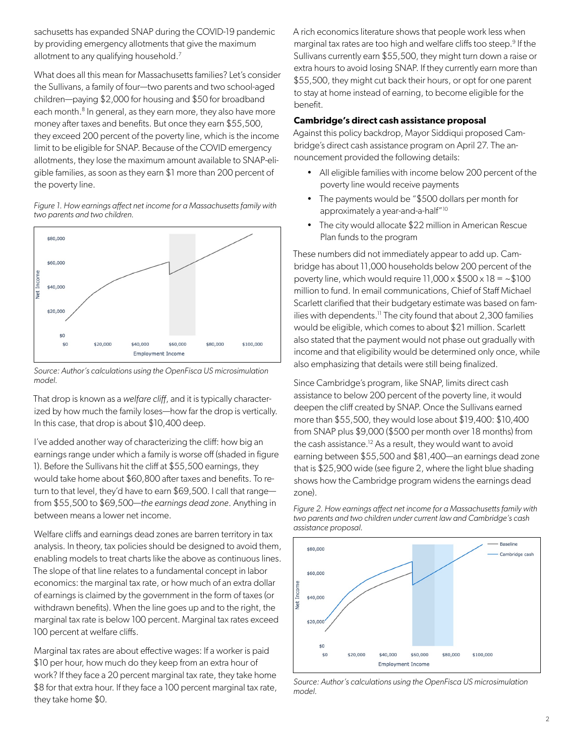sachusetts has expanded SNAP during the COVID-19 pandemic by providing emergency allotments that give the maximum allotment to any qualifying household.[7]

What does all this mean for Massachusetts families? Let's consider the Sullivans, a family of four—two parents and two school-aged children—paying $2,000 for housing and $50 for broadband each month.[8] In general, as they earn more, they also have more money after taxes and benefits. But once they earn $55,500, they exceed 200 percent of the poverty line, which is the income limit to be eligible for SNAP. Because of the COVID emergency allotments, they lose the maximum amount available to SNAP-eligible families, as soon as they earn $1 more than 200 percent of the poverty line.

*Figure 1. How earnings affect net income for a Massachusetts family with two parents and two children.*

*Source: Author's calculations using the OpenFisca US microsimulation model.*

That drop is known as a *welfare cliff*, and it is typically characterized by how much the family loses—how far the drop is vertically. In this case, that drop is about $10,400 deep.

I've added another way of characterizing the cliff: how big an earnings range under which a family is worse off (shaded in figure 1). Before the Sullivans hit the cliff at $55,500 earnings, they would take home about $60,800 after taxes and benefits. To return to that level, they'd have to earn $69,500. I call that range—from $55,500 to $69,500—*the earnings dead zone*. Anything in between means a lower net income.

Welfare cliffs and earnings dead zones are barren territory in tax analysis. In theory, tax policies should be designed to avoid them, enabling models to treat charts like the above as continuous lines. The slope of that line relates to a fundamental concept in labor economics: the marginal tax rate, or how much of an extra dollar of earnings is claimed by the government in the form of taxes (or withdrawn benefits). When the line goes up and to the right, the marginal tax rate is below 100 percent. Marginal tax rates exceed 100 percent at welfare cliffs.

Marginal tax rates are about effective wages: If a worker is paid $10 per hour, how much do they keep from an extra hour of work? If they face a 20 percent marginal tax rate, they take home $8 for that extra hour. If they face a 100 percent marginal tax rate, they take home $0.

A rich economics literature shows that people work less when marginal tax rates are too high and welfare cliffs too steep.[9] If the Sullivans currently earn $55,500, they might turn down a raise or extra hours to avoid losing SNAP. If they currently earn more than $55,500, they might cut back their hours, or opt for one parent to stay at home instead of earning, to become eligible for the benefit.

### Cambridge's direct cash assistance proposal

Against this policy backdrop, Mayor Siddiqui proposed Cambridge's direct cash assistance program on April 27. The announcement provided the following details:

- All eligible families with income below 200 percent of the poverty line would receive payments
- The payments would be "$500 dollars per month for approximately a year-and-a-half"[10]
- The city would allocate $22 million in American Rescue Plan funds to the program

These numbers did not immediately appear to add up. Cambridge has about 11,000 households below 200 percent of the poverty line, which would require 11,000 x $500 x 18 = ~$100 million to fund. In email communications, Chief of Staff Michael Scarlett clarified that their budgetary estimate was based on families with dependents.[11] The city found that about 2,300 families would be eligible, which comes to about $21 million. Scarlett also stated that the payment would not phase out gradually with income and that eligibility would be determined only once, while also emphasizing that details were still being finalized.

Since Cambridge's program, like SNAP, limits direct cash assistance to below 200 percent of the poverty line, it would deepen the cliff created by SNAP. Once the Sullivans earned more than $55,500, they would lose about $19,400: $10,400 from SNAP plus $9,000 ($500 per month over 18 months) from the cash assistance.[12] As a result, they would want to avoid earning between $55,500 and $81,400—an earnings dead zone that is $25,900 wide (see figure 2, where the light blue shading shows how the Cambridge program widens the earnings dead zone).

*Figure 2. How earnings affect net income for a Massachusetts family with two parents and two children under current law and Cambridge's cash assistance proposal.*

*Source: Author's calculations using the OpenFisca US microsimulation model.*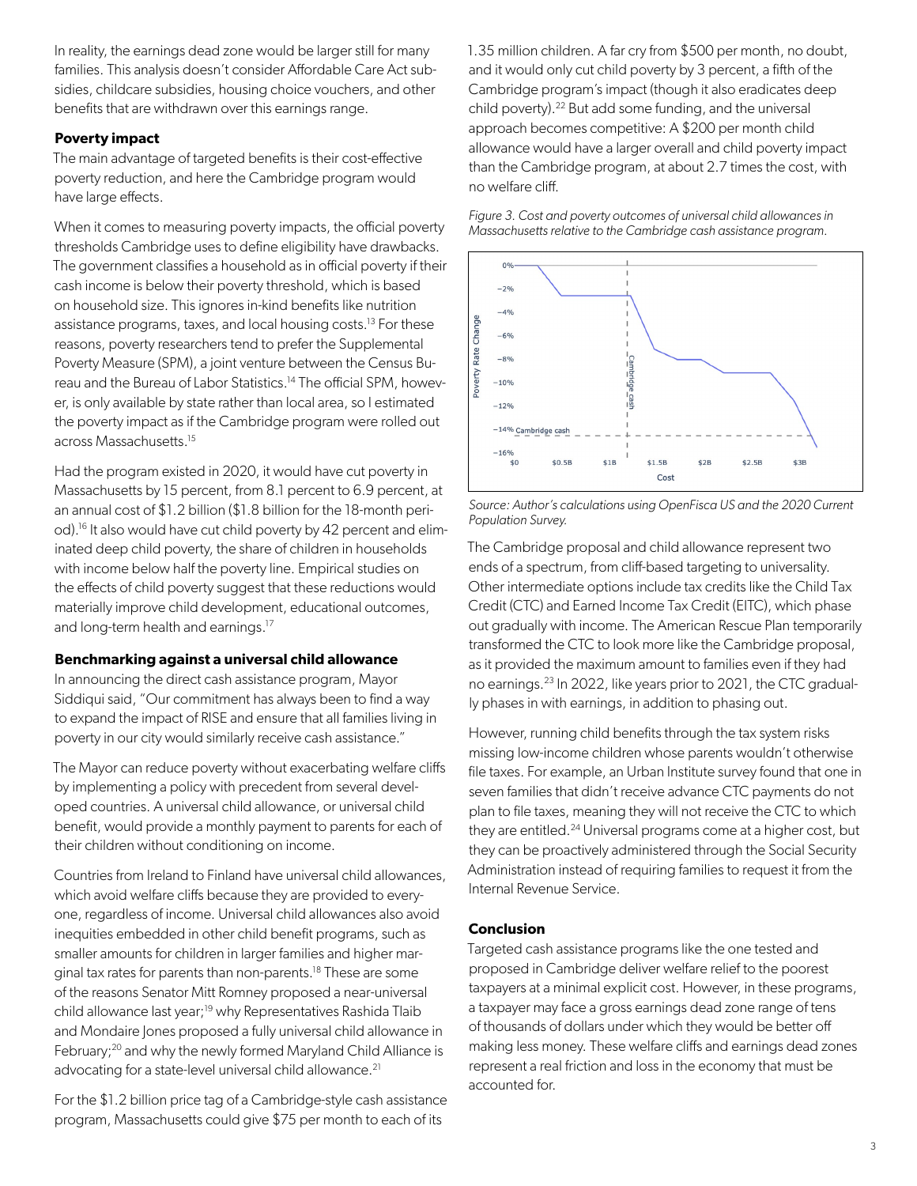In reality, the earnings dead zone would be larger still for many families. This analysis doesn't consider Affordable Care Act subsidies, childcare subsidies, housing choice vouchers, and other benefits that are withdrawn over this earnings range.

### Poverty impact

The main advantage of targeted benefits is their cost-effective poverty reduction, and here the Cambridge program would have large effects.

When it comes to measuring poverty impacts, the official poverty thresholds Cambridge uses to define eligibility have drawbacks. The government classifies a household as in official poverty if their cash income is below their poverty threshold, which is based on household size. This ignores in-kind benefits like nutrition assistance programs, taxes, and local housing costs.[13] For these reasons, poverty researchers tend to prefer the Supplemental Poverty Measure (SPM), a joint venture between the Census Bureau and the Bureau of Labor Statistics.[14] The official SPM, however, is only available by state rather than local area, so I estimated the poverty impact as if the Cambridge program were rolled out across Massachusetts.[15]

Had the program existed in 2020, it would have cut poverty in Massachusetts by 15 percent, from 8.1 percent to 6.9 percent, at an annual cost of $1.2 billion ($1.8 billion for the 18-month period).[16] It also would have cut child poverty by 42 percent and eliminated deep child poverty, the share of children in households with income below half the poverty line. Empirical studies on the effects of child poverty suggest that these reductions would materially improve child development, educational outcomes, and long-term health and earnings.[17]

### Benchmarking against a universal child allowance

In announcing the direct cash assistance program, Mayor Siddiqui said, "Our commitment has always been to find a way to expand the impact of RISE and ensure that all families living in poverty in our city would similarly receive cash assistance."

The Mayor can reduce poverty without exacerbating welfare cliffs by implementing a policy with precedent from several developed countries. A universal child allowance, or universal child benefit, would provide a monthly payment to parents for each of their children without conditioning on income.

Countries from Ireland to Finland have universal child allowances, which avoid welfare cliffs because they are provided to everyone, regardless of income. Universal child allowances also avoid inequities embedded in other child benefit programs, such as smaller amounts for children in larger families and higher marginal tax rates for parents than non-parents.[18] These are some of the reasons Senator Mitt Romney proposed a near-universal child allowance last year;[19] why Representatives Rashida Tlaib and Mondaire Jones proposed a fully universal child allowance in February;[20] and why the newly formed Maryland Child Alliance is advocating for a state-level universal child allowance.[21]

For the $1.2 billion price tag of a Cambridge-style cash assistance program, Massachusetts could give $75 per month to each of its 1.35 million children. A far cry from $500 per month, no doubt, and it would only cut child poverty by 3 percent, a fifth of the Cambridge program's impact (though it also eradicates deep child poverty).[22] But add some funding, and the universal approach becomes competitive: A $200 per month child allowance would have a larger overall and child poverty impact than the Cambridge program, at about 2.7 times the cost, with no welfare cliff.

*Figure 3. Cost and poverty outcomes of universal child allowances in Massachusetts relative to the Cambridge cash assistance program.*

Poverty Rate Change
0%
−2%
−4%
−6%
−8%
−10%
−12%
−14%
−16%
Cambridge cash
Cambridge cash
$0
$0.5B
$1B
$1.5B
$2B
$2.5B
$3B
Cost

*Source: Author's calculations using OpenFisca US and the 2020 Current Population Survey.*

The Cambridge proposal and child allowance represent two ends of a spectrum, from cliff-based targeting to universality. Other intermediate options include tax credits like the Child Tax Credit (CTC) and Earned Income Tax Credit (EITC), which phase out gradually with income. The American Rescue Plan temporarily transformed the CTC to look more like the Cambridge proposal, as it provided the maximum amount to families even if they had no earnings.[23] In 2022, like years prior to 2021, the CTC gradually phases in with earnings, in addition to phasing out.

However, running child benefits through the tax system risks missing low-income children whose parents wouldn't otherwise file taxes. For example, an Urban Institute survey found that one in seven families that didn't receive advance CTC payments do not plan to file taxes, meaning they will not receive the CTC to which they are entitled.[24] Universal programs come at a higher cost, but they can be proactively administered through the Social Security Administration instead of requiring families to request it from the Internal Revenue Service.

### Conclusion

Targeted cash assistance programs like the one tested and proposed in Cambridge deliver welfare relief to the poorest taxpayers at a minimal explicit cost. However, in these programs, a taxpayer may face a gross earnings dead zone range of tens of thousands of dollars under which they would be better off making less money. These welfare cliffs and earnings dead zones represent a real friction and loss in the economy that must be accounted for.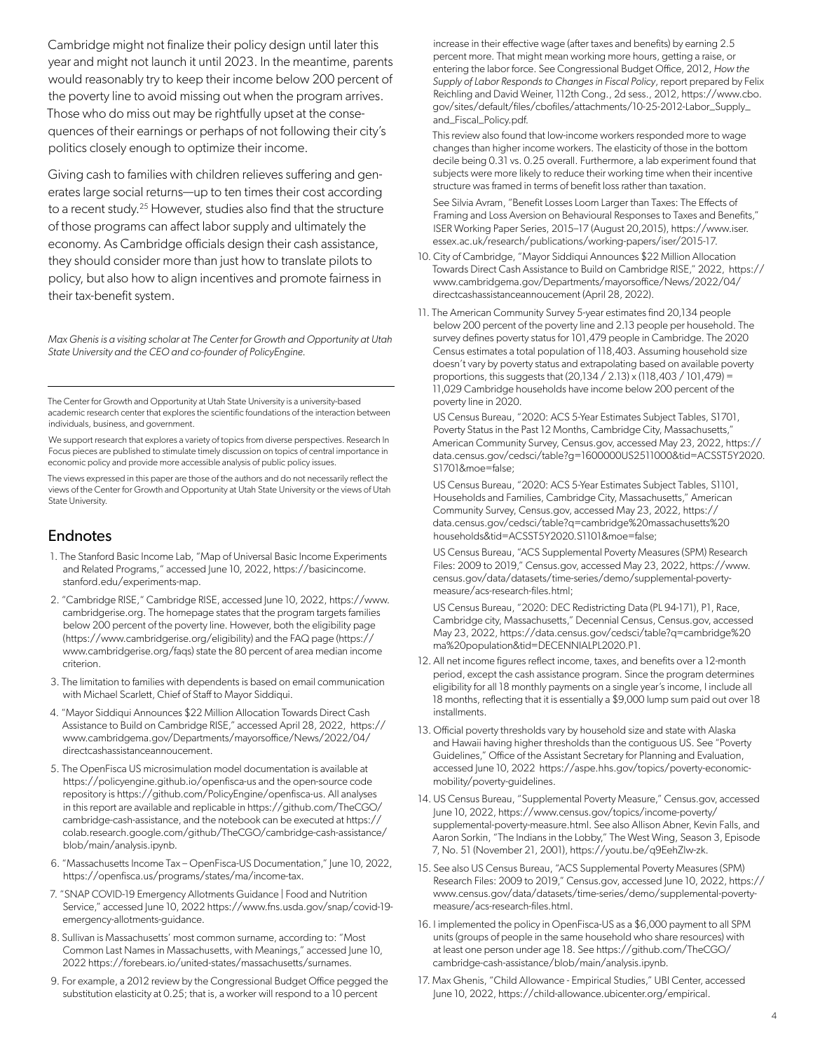Cambridge might not finalize their policy design until later this year and might not launch it until 2023. In the meantime, parents would reasonably try to keep their income below 200 percent of the poverty line to avoid missing out when the program arrives. Those who do miss out may be rightfully upset at the consequences of their earnings or perhaps of not following their city's politics closely enough to optimize their income.

Giving cash to families with children relieves suffering and generates large social returns—up to ten times their cost according to a recent study.[25] However, studies also find that the structure of those programs can affect labor supply and ultimately the economy. As Cambridge officials design their cash assistance, they should consider more than just how to translate pilots to policy, but also how to align incentives and promote fairness in their tax-benefit system.

*Max Ghenis is a visiting scholar at The Center for Growth and Opportunity at Utah State University and the CEO and co-founder of PolicyEngine.*

---

The Center for Growth and Opportunity at Utah State University is a university-based academic research center that explores the scientific foundations of the interaction between individuals, business, and government.

We support research that explores a variety of topics from diverse perspectives. Research In Focus pieces are published to stimulate timely discussion on topics of central importance in economic policy and provide more accessible analysis of public policy issues.

The views expressed in this paper are those of the authors and do not necessarily reflect the views of the Center for Growth and Opportunity at Utah State University or the views of Utah State University.

## Endnotes

1. The Stanford Basic Income Lab, "Map of Universal Basic Income Experiments and Related Programs," accessed June 10, 2022, https://basicincome.stanford.edu/experiments-map.
2. "Cambridge RISE," Cambridge RISE, accessed June 10, 2022, https://www.cambridgerise.org. The homepage states that the program targets families below 200 percent of the poverty line. However, both the eligibility page (https://www.cambridgerise.org/eligibility) and the FAQ page (https://www.cambridgerise.org/faqs) state the 80 percent of area median income criterion.
3. The limitation to families with dependents is based on email communication with Michael Scarlett, Chief of Staff to Mayor Siddiqui.
4. "Mayor Siddiqui Announces $22 Million Allocation Towards Direct Cash Assistance to Build on Cambridge RISE," accessed April 28, 2022, https://www.cambridgema.gov/Departments/mayorsoffice/News/2022/04/directcashassistanceannoucement.
5. The OpenFisca US microsimulation model documentation is available at https://policyengine.github.io/openfisca-us and the open-source code repository is https://github.com/PolicyEngine/openfisca-us. All analyses in this report are available and replicable in https://github.com/TheCGO/cambridge-cash-assistance, and the notebook can be executed at https://colab.research.google.com/github/TheCGO/cambridge-cash-assistance/blob/main/analysis.ipynb.
6. "Massachusetts Income Tax – OpenFisca-US Documentation," June 10, 2022, https://openfisca.us/programs/states/ma/income-tax.
7. "SNAP COVID-19 Emergency Allotments Guidance | Food and Nutrition Service," accessed June 10, 2022 https://www.fns.usda.gov/snap/covid-19-emergency-allotments-guidance.
8. Sullivan is Massachusetts' most common surname, according to: "Most Common Last Names in Massachusetts, with Meanings," accessed June 10, 2022 https://forebears.io/united-states/massachusetts/surnames.
9. For example, a 2012 review by the Congressional Budget Office pegged the substitution elasticity at 0.25; that is, a worker will respond to a 10 percent increase in their effective wage (after taxes and benefits) by earning 2.5 percent more. That might mean working more hours, getting a raise, or entering the labor force. See Congressional Budget Office, 2012, *How the Supply of Labor Responds to Changes in Fiscal Policy*, report prepared by Felix Reichling and David Weiner, 112th Cong., 2d sess., 2012, https://www.cbo.gov/sites/default/files/cbofiles/attachments/10-25-2012-Labor_Supply_and_Fiscal_Policy.pdf.

   This review also found that low-income workers responded more to wage changes than higher income workers. The elasticity of those in the bottom decile being 0.31 vs. 0.25 overall. Furthermore, a lab experiment found that subjects were more likely to reduce their working time when their incentive structure was framed in terms of benefit loss rather than taxation.

   See Silvia Avram, "Benefit Losses Loom Larger than Taxes: The Effects of Framing and Loss Aversion on Behavioural Responses to Taxes and Benefits," ISER Working Paper Series, 2015–17 (August 20,2015), https://www.iser.essex.ac.uk/research/publications/working-papers/iser/2015-17.
10. City of Cambridge, "Mayor Siddiqui Announces $22 Million Allocation Towards Direct Cash Assistance to Build on Cambridge RISE," 2022, https://www.cambridgema.gov/Departments/mayorsoffice/News/2022/04/directcashassistanceannoucement (April 28, 2022).
11. The American Community Survey 5-year estimates find 20,134 people below 200 percent of the poverty line and 2.13 people per household. The survey defines poverty status for 101,479 people in Cambridge. The 2020 Census estimates a total population of 118,403. Assuming household size doesn't vary by poverty status and extrapolating based on available poverty proportions, this suggests that (20,134 / 2.13) x (118,403 / 101,479) = 11,029 Cambridge households have income below 200 percent of the poverty line in 2020.

    US Census Bureau, "2020: ACS 5-Year Estimates Subject Tables, S1701, Poverty Status in the Past 12 Months, Cambridge City, Massachusetts," American Community Survey, Census.gov, accessed May 23, 2022, https://data.census.gov/cedsci/table?g=1600000US2511000&tid=ACSST5Y2020.S1701&moe=false;

    US Census Bureau, "2020: ACS 5-Year Estimates Subject Tables, S1101, Households and Families, Cambridge City, Massachusetts," American Community Survey, Census.gov, accessed May 23, 2022, https://data.census.gov/cedsci/table?q=cambridge%20massachusetts%20households&tid=ACSST5Y2020.S1101&moe=false;

    US Census Bureau, "ACS Supplemental Poverty Measures (SPM) Research Files: 2009 to 2019," Census.gov, accessed May 23, 2022, https://www.census.gov/data/datasets/time-series/demo/supplemental-poverty-measure/acs-research-files.html;

    US Census Bureau, "2020: DEC Redistricting Data (PL 94-171), P1, Race, Cambridge city, Massachusetts," Decennial Census, Census.gov, accessed May 23, 2022, https://data.census.gov/cedsci/table?q=cambridge%20ma%20population&tid=DECENNIALPL2020.P1.
12. All net income figures reflect income, taxes, and benefits over a 12-month period, except the cash assistance program. Since the program determines eligibility for all 18 monthly payments on a single year's income, I include all 18 months, reflecting that it is essentially a $9,000 lump sum paid out over 18 installments.
13. Official poverty thresholds vary by household size and state with Alaska and Hawaii having higher thresholds than the contiguous US. See "Poverty Guidelines," Office of the Assistant Secretary for Planning and Evaluation, accessed June 10, 2022 https://aspe.hhs.gov/topics/poverty-economic-mobility/poverty-guidelines.
14. US Census Bureau, "Supplemental Poverty Measure," Census.gov, accessed June 10, 2022, https://www.census.gov/topics/income-poverty/supplemental-poverty-measure.html. See also Allison Abner, Kevin Falls, and Aaron Sorkin, "The Indians in the Lobby," The West Wing, Season 3, Episode 7, No. 51 (November 21, 2001), https://youtu.be/q9EehZlw-zk.
15. See also US Census Bureau, "ACS Supplemental Poverty Measures (SPM) Research Files: 2009 to 2019," Census.gov, accessed June 10, 2022, https://www.census.gov/data/datasets/time-series/demo/supplemental-poverty-measure/acs-research-files.html.
16. I implemented the policy in OpenFisca-US as a $6,000 payment to all SPM units (groups of people in the same household who share resources) with at least one person under age 18. See https://github.com/TheCGO/cambridge-cash-assistance/blob/main/analysis.ipynb.
17. Max Ghenis, "Child Allowance - Empirical Studies," UBI Center, accessed June 10, 2022, https://child-allowance.ubicenter.org/empirical.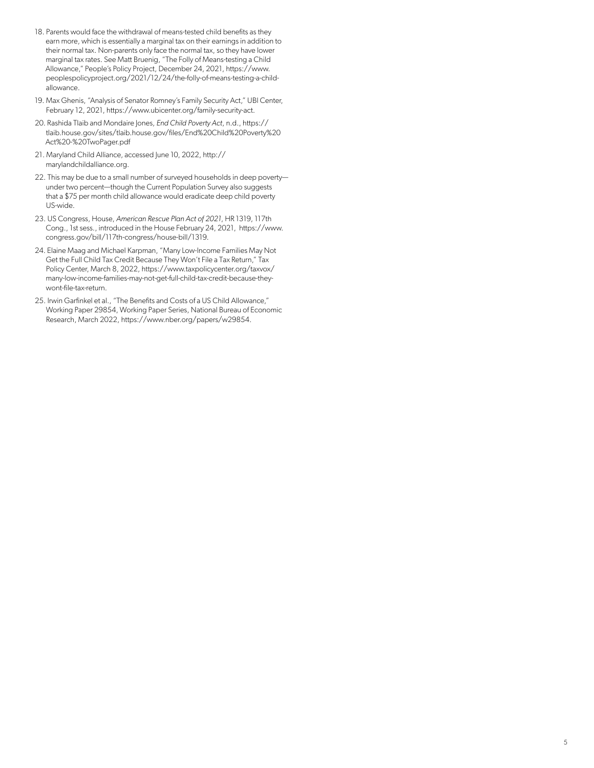18. Parents would face the withdrawal of means-tested child benefits as they earn more, which is essentially a marginal tax on their earnings in addition to their normal tax. Non-parents only face the normal tax, so they have lower marginal tax rates. See Matt Bruenig, "The Folly of Means-testing a Child Allowance," People's Policy Project, December 24, 2021, https://www.peoplespolicyproject.org/2021/12/24/the-folly-of-means-testing-a-child-allowance.
19. Max Ghenis, "Analysis of Senator Romney's Family Security Act," UBI Center, February 12, 2021, https://www.ubicenter.org/family-security-act.
20. Rashida Tlaib and Mondaire Jones, *End Child Poverty Act*, n.d., https://tlaib.house.gov/sites/tlaib.house.gov/files/End%20Child%20Poverty%20Act%20-%20TwoPager.pdf
21. Maryland Child Alliance, accessed June 10, 2022, http://marylandchildalliance.org.
22. This may be due to a small number of surveyed households in deep poverty—under two percent—though the Current Population Survey also suggests that a $75 per month child allowance would eradicate deep child poverty US-wide.
23. US Congress, House, *American Rescue Plan Act of 2021*, HR 1319, 117th Cong., 1st sess., introduced in the House February 24, 2021, https://www.congress.gov/bill/117th-congress/house-bill/1319.
24. Elaine Maag and Michael Karpman, "Many Low-Income Families May Not Get the Full Child Tax Credit Because They Won't File a Tax Return," Tax Policy Center, March 8, 2022, https://www.taxpolicycenter.org/taxvox/many-low-income-families-may-not-get-full-child-tax-credit-because-they-wont-file-tax-return.
25. Irwin Garfinkel et al., "The Benefits and Costs of a US Child Allowance," Working Paper 29854, Working Paper Series, National Bureau of Economic Research, March 2022, https://www.nber.org/papers/w29854.